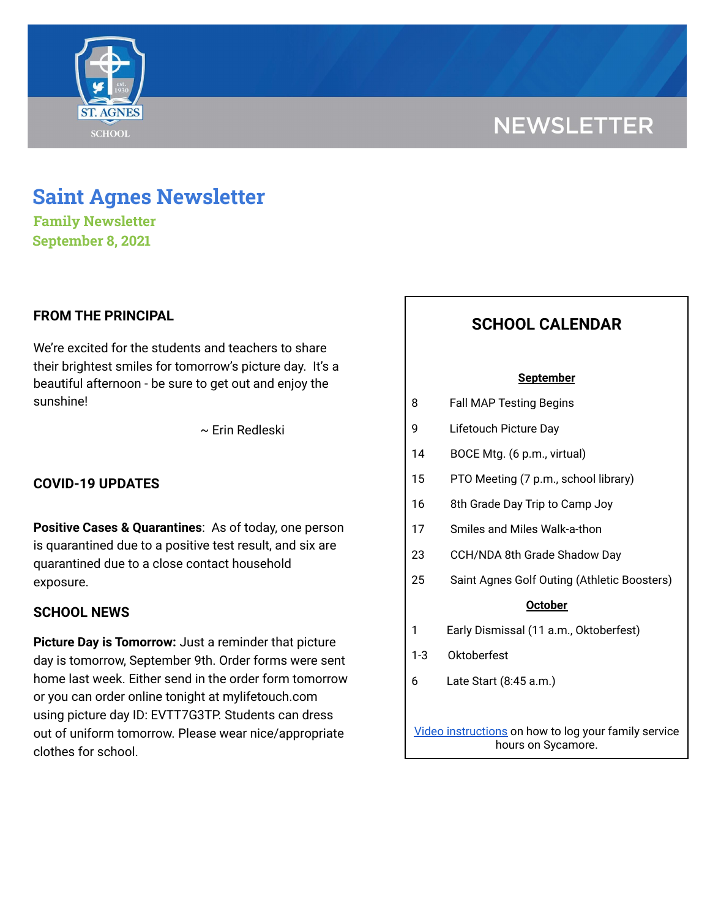# Saint Agnes Newsletter

### Family Newsletter

### September 8, 2021

## FROM THE PRINCIPAL

We're excited for the students and teachers to share their brightest smiles for tomorrow's picture day. It's a beautiful afternoon - be sure to get out and enjoy the sunshine!

~ Erin Redleski

## COVID-19 UPDATES

**Positive Cases & Quarantines**: As of today, one person is quarantined due to a positive test result, and six are quarantined due to a close contact household exposure.

## SCHOOL NEWS

**Picture Day is Tomorrow:** Just a reminder that picture day is tomorrow, September 9th. Order forms were sent home last week. Either send in the order form tomorrow or you can order online tonight at mylifetouch.com using picture day ID: EVTT7G3TP. Students can dress out of uniform tomorrow. Please wear nice/appropriate clothes for school.

## SCHOOL CALENDAR

**September**

| | |
|---|---|
| 8 | Fall MAP Testing Begins |
| 9 | Lifetouch Picture Day |
| 14 | BOCE Mtg. (6 p.m., virtual) |
| 15 | PTO Meeting (7 p.m., school library) |
| 16 | 8th Grade Day Trip to Camp Joy |
| 17 | Smiles and Miles Walk-a-thon |
| 23 | CCH/NDA 8th Grade Shadow Day |
| 25 | Saint Agnes Golf Outing (Athletic Boosters) |

**October**

| | |
|---|---|
| 1 | Early Dismissal (11 a.m., Oktoberfest) |
| 1-3 | Oktoberfest |
| 6 | Late Start (8:45 a.m.) |

Video instructions on how to log your family service hours on Sycamore.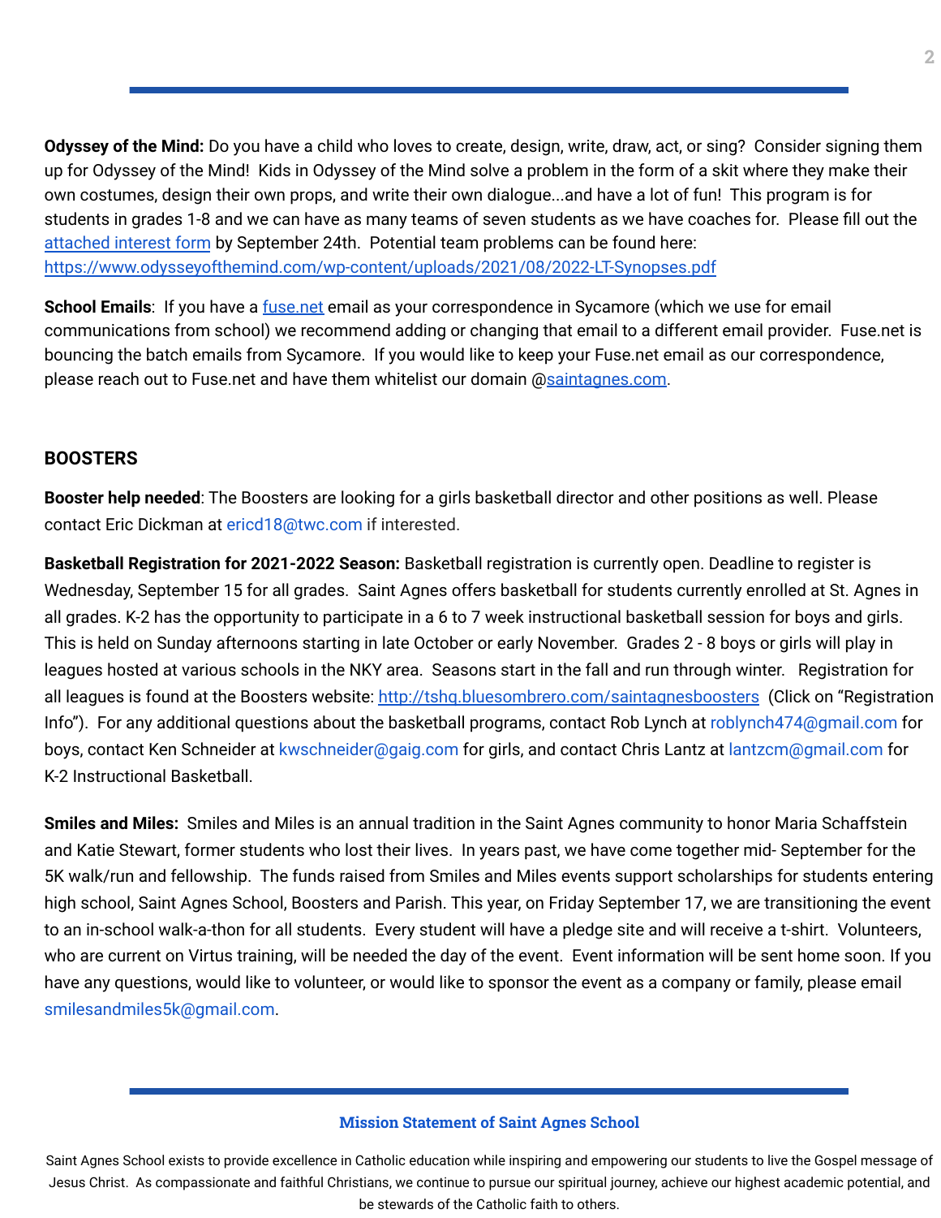**Odyssey of the Mind:** Do you have a child who loves to create, design, write, draw, act, or sing? Consider signing them up for Odyssey of the Mind! Kids in Odyssey of the Mind solve a problem in the form of a skit where they make their own costumes, design their own props, and write their own dialogue...and have a lot of fun! This program is for students in grades 1-8 and we can have as many teams of seven students as we have coaches for. Please fill out the [attached interest form](attached interest form) by September 24th. Potential team problems can be found here: https://www.odysseyofthemind.com/wp-content/uploads/2021/08/2022-LT-Synopses.pdf

**School Emails**: If you have a fuse.net email as your correspondence in Sycamore (which we use for email communications from school) we recommend adding or changing that email to a different email provider. Fuse.net is bouncing the batch emails from Sycamore. If you would like to keep your Fuse.net email as our correspondence, please reach out to Fuse.net and have them whitelist our domain @saintagnes.com.

## BOOSTERS

**Booster help needed**: The Boosters are looking for a girls basketball director and other positions as well. Please contact Eric Dickman at ericd18@twc.com if interested.

**Basketball Registration for 2021-2022 Season:** Basketball registration is currently open. Deadline to register is Wednesday, September 15 for all grades. Saint Agnes offers basketball for students currently enrolled at St. Agnes in all grades. K-2 has the opportunity to participate in a 6 to 7 week instructional basketball session for boys and girls. This is held on Sunday afternoons starting in late October or early November. Grades 2 - 8 boys or girls will play in leagues hosted at various schools in the NKY area. Seasons start in the fall and run through winter. Registration for all leagues is found at the Boosters website: http://tshq.bluesombrero.com/saintagnesboosters (Click on "Registration Info"). For any additional questions about the basketball programs, contact Rob Lynch at roblynch474@gmail.com for boys, contact Ken Schneider at kwschneider@gaig.com for girls, and contact Chris Lantz at lantzcm@gmail.com for K-2 Instructional Basketball.

**Smiles and Miles:** Smiles and Miles is an annual tradition in the Saint Agnes community to honor Maria Schaffstein and Katie Stewart, former students who lost their lives. In years past, we have come together mid- September for the 5K walk/run and fellowship. The funds raised from Smiles and Miles events support scholarships for students entering high school, Saint Agnes School, Boosters and Parish. This year, on Friday September 17, we are transitioning the event to an in-school walk-a-thon for all students. Every student will have a pledge site and will receive a t-shirt. Volunteers, who are current on Virtus training, will be needed the day of the event. Event information will be sent home soon. If you have any questions, would like to volunteer, or would like to sponsor the event as a company or family, please email smilesandmiles5k@gmail.com.

### Mission Statement of Saint Agnes School

Saint Agnes School exists to provide excellence in Catholic education while inspiring and empowering our students to live the Gospel message of Jesus Christ. As compassionate and faithful Christians, we continue to pursue our spiritual journey, achieve our highest academic potential, and be stewards of the Catholic faith to others.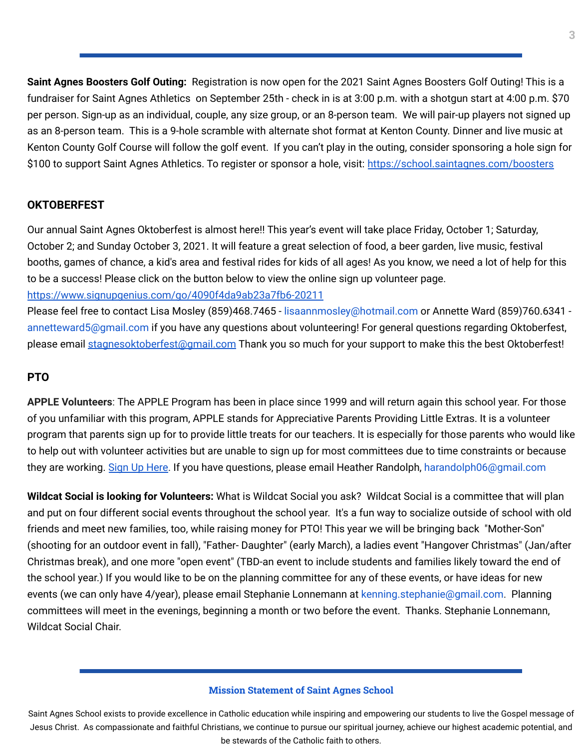**Saint Agnes Boosters Golf Outing:** Registration is now open for the 2021 Saint Agnes Boosters Golf Outing! This is a fundraiser for Saint Agnes Athletics on September 25th - check in is at 3:00 p.m. with a shotgun start at 4:00 p.m. $70 per person. Sign-up as an individual, couple, any size group, or an 8-person team. We will pair-up players not signed up as an 8-person team. This is a 9-hole scramble with alternate shot format at Kenton County. Dinner and live music at Kenton County Golf Course will follow the golf event. If you can't play in the outing, consider sponsoring a hole sign for $100 to support Saint Agnes Athletics. To register or sponsor a hole, visit: https://school.saintagnes.com/boosters

**OKTOBERFEST**

Our annual Saint Agnes Oktoberfest is almost here!! This year's event will take place Friday, October 1; Saturday, October 2; and Sunday October 3, 2021. It will feature a great selection of food, a beer garden, live music, festival booths, games of chance, a kid's area and festival rides for kids of all ages! As you know, we need a lot of help for this to be a success! Please click on the button below to view the online sign up volunteer page.
https://www.signupgenius.com/go/4090f4da9ab23a7fb6-20211
Please feel free to contact Lisa Mosley (859)468.7465 - lisaannmosley@hotmail.com or Annette Ward (859)760.6341 - annetteward5@gmail.com if you have any questions about volunteering! For general questions regarding Oktoberfest, please email stagnesoktoberfest@gmail.com Thank you so much for your support to make this the best Oktoberfest!

**PTO**

**APPLE Volunteers**: The APPLE Program has been in place since 1999 and will return again this school year. For those of you unfamiliar with this program, APPLE stands for Appreciative Parents Providing Little Extras. It is a volunteer program that parents sign up for to provide little treats for our teachers. It is especially for those parents who would like to help out with volunteer activities but are unable to sign up for most committees due to time constraints or because they are working. Sign Up Here. If you have questions, please email Heather Randolph, harandolph06@gmail.com

**Wildcat Social is looking for Volunteers:** What is Wildcat Social you ask? Wildcat Social is a committee that will plan and put on four different social events throughout the school year. It's a fun way to socialize outside of school with old friends and meet new families, too, while raising money for PTO! This year we will be bringing back "Mother-Son" (shooting for an outdoor event in fall), "Father- Daughter" (early March), a ladies event "Hangover Christmas" (Jan/after Christmas break), and one more "open event" (TBD-an event to include students and families likely toward the end of the school year.) If you would like to be on the planning committee for any of these events, or have ideas for new events (we can only have 4/year), please email Stephanie Lonnemann at kenning.stephanie@gmail.com. Planning committees will meet in the evenings, beginning a month or two before the event. Thanks. Stephanie Lonnemann, Wildcat Social Chair.

**Mission Statement of Saint Agnes School**

Saint Agnes School exists to provide excellence in Catholic education while inspiring and empowering our students to live the Gospel message of Jesus Christ. As compassionate and faithful Christians, we continue to pursue our spiritual journey, achieve our highest academic potential, and be stewards of the Catholic faith to others.